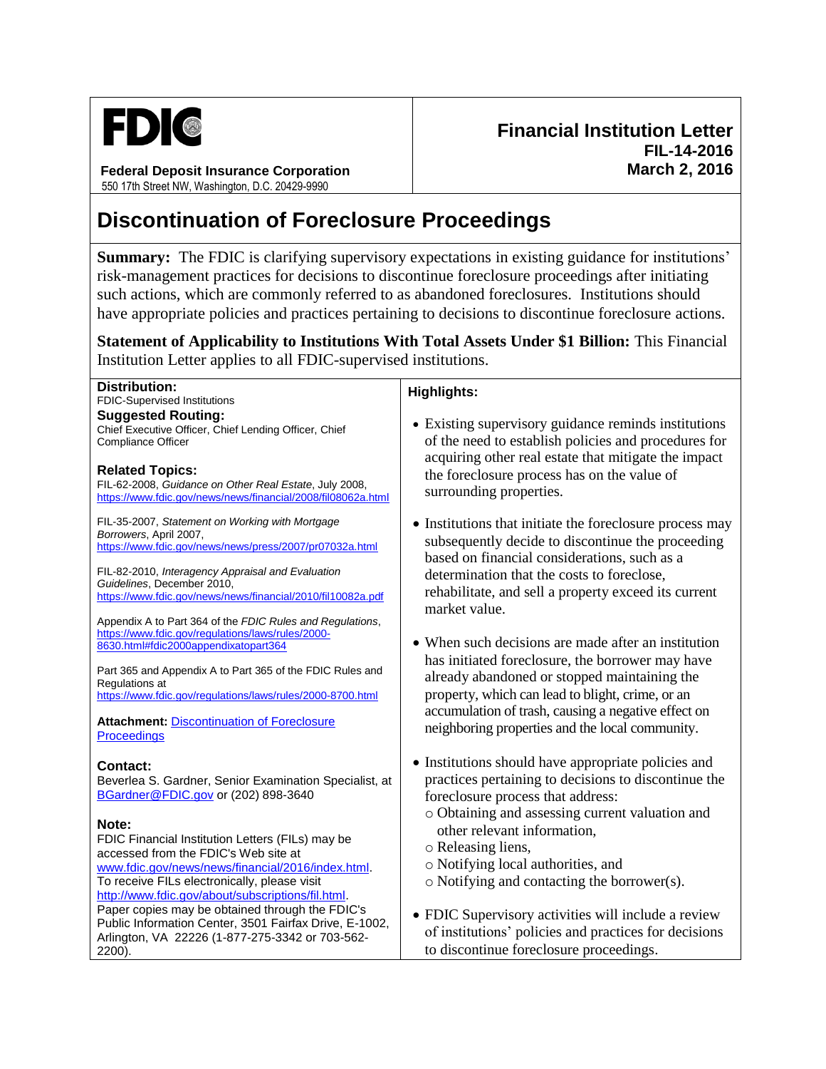**FDIC**

**Federal Deposit Insurance Corporation**
550 17th Street NW, Washington, D.C. 20429-9990

**Financial Institution Letter**
**FIL-14-2016**
**March 2, 2016**

# Discontinuation of Foreclosure Proceedings

**Summary:** The FDIC is clarifying supervisory expectations in existing guidance for institutions' risk-management practices for decisions to discontinue foreclosure proceedings after initiating such actions, which are commonly referred to as abandoned foreclosures. Institutions should have appropriate policies and practices pertaining to decisions to discontinue foreclosure actions.

**Statement of Applicability to Institutions With Total Assets Under $1 Billion:** This Financial Institution Letter applies to all FDIC-supervised institutions.

**Distribution:**
FDIC-Supervised Institutions

**Suggested Routing:**
Chief Executive Officer, Chief Lending Officer, Chief Compliance Officer

**Related Topics:**

FIL-62-2008, *Guidance on Other Real Estate*, July 2008, https://www.fdic.gov/news/news/financial/2008/fil08062a.html

FIL-35-2007, *Statement on Working with Mortgage Borrowers*, April 2007, https://www.fdic.gov/news/news/press/2007/pr07032a.html

FIL-82-2010, *Interagency Appraisal and Evaluation Guidelines*, December 2010, https://www.fdic.gov/news/news/financial/2010/fil10082a.pdf

Appendix A to Part 364 of the *FDIC Rules and Regulations*, https://www.fdic.gov/regulations/laws/rules/2000-8630.html#fdic2000appendixatopart364

Part 365 and Appendix A to Part 365 of the FDIC Rules and Regulations at https://www.fdic.gov/regulations/laws/rules/2000-8700.html

**Attachment:** Discontinuation of Foreclosure Proceedings

**Contact:**
Beverlea S. Gardner, Senior Examination Specialist, at BGardner@FDIC.gov or (202) 898-3640

**Note:**
FDIC Financial Institution Letters (FILs) may be accessed from the FDIC's Web site at www.fdic.gov/news/news/financial/2016/index.html.
To receive FILs electronically, please visit http://www.fdic.gov/about/subscriptions/fil.html.
Paper copies may be obtained through the FDIC's Public Information Center, 3501 Fairfax Drive, E-1002, Arlington, VA 22226 (1-877-275-3342 or 703-562-2200).

**Highlights:**

- Existing supervisory guidance reminds institutions of the need to establish policies and procedures for acquiring other real estate that mitigate the impact the foreclosure process has on the value of surrounding properties.
- Institutions that initiate the foreclosure process may subsequently decide to discontinue the proceeding based on financial considerations, such as a determination that the costs to foreclose, rehabilitate, and sell a property exceed its current market value.
- When such decisions are made after an institution has initiated foreclosure, the borrower may have already abandoned or stopped maintaining the property, which can lead to blight, crime, or an accumulation of trash, causing a negative effect on neighboring properties and the local community.
- Institutions should have appropriate policies and practices pertaining to decisions to discontinue the foreclosure process that address:
  - Obtaining and assessing current valuation and other relevant information,
  - Releasing liens,
  - Notifying local authorities, and
  - Notifying and contacting the borrower(s).
- FDIC Supervisory activities will include a review of institutions' policies and practices for decisions to discontinue foreclosure proceedings.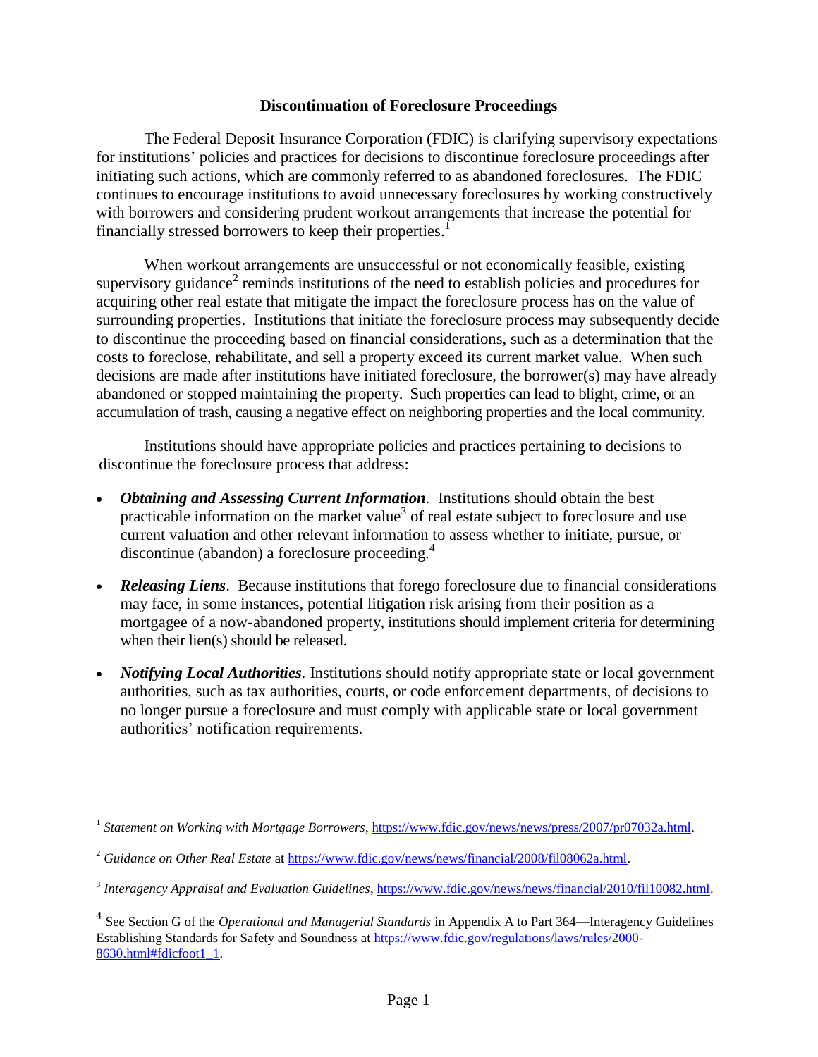## Discontinuation of Foreclosure Proceedings

The Federal Deposit Insurance Corporation (FDIC) is clarifying supervisory expectations for institutions' policies and practices for decisions to discontinue foreclosure proceedings after initiating such actions, which are commonly referred to as abandoned foreclosures. The FDIC continues to encourage institutions to avoid unnecessary foreclosures by working constructively with borrowers and considering prudent workout arrangements that increase the potential for financially stressed borrowers to keep their properties.[1]

When workout arrangements are unsuccessful or not economically feasible, existing supervisory guidance[2] reminds institutions of the need to establish policies and procedures for acquiring other real estate that mitigate the impact the foreclosure process has on the value of surrounding properties. Institutions that initiate the foreclosure process may subsequently decide to discontinue the proceeding based on financial considerations, such as a determination that the costs to foreclose, rehabilitate, and sell a property exceed its current market value. When such decisions are made after institutions have initiated foreclosure, the borrower(s) may have already abandoned or stopped maintaining the property. Such properties can lead to blight, crime, or an accumulation of trash, causing a negative effect on neighboring properties and the local community.

Institutions should have appropriate policies and practices pertaining to decisions to discontinue the foreclosure process that address:

- ***Obtaining and Assessing Current Information***. Institutions should obtain the best practicable information on the market value[3] of real estate subject to foreclosure and use current valuation and other relevant information to assess whether to initiate, pursue, or discontinue (abandon) a foreclosure proceeding.[4]

- ***Releasing Liens***. Because institutions that forego foreclosure due to financial considerations may face, in some instances, potential litigation risk arising from their position as a mortgagee of a now-abandoned property, institutions should implement criteria for determining when their lien(s) should be released.

- ***Notifying Local Authorities***. Institutions should notify appropriate state or local government authorities, such as tax authorities, courts, or code enforcement departments, of decisions to no longer pursue a foreclosure and must comply with applicable state or local government authorities' notification requirements.

---

[1] *Statement on Working with Mortgage Borrowers*, https://www.fdic.gov/news/news/press/2007/pr07032a.html.

[2] *Guidance on Other Real Estate* at https://www.fdic.gov/news/news/financial/2008/fil08062a.html.

[3] *Interagency Appraisal and Evaluation Guidelines*, https://www.fdic.gov/news/news/financial/2010/fil10082.html.

[4] See Section G of the *Operational and Managerial Standards* in Appendix A to Part 364—Interagency Guidelines Establishing Standards for Safety and Soundness at https://www.fdic.gov/regulations/laws/rules/2000-8630.html#fdicfoot1_1.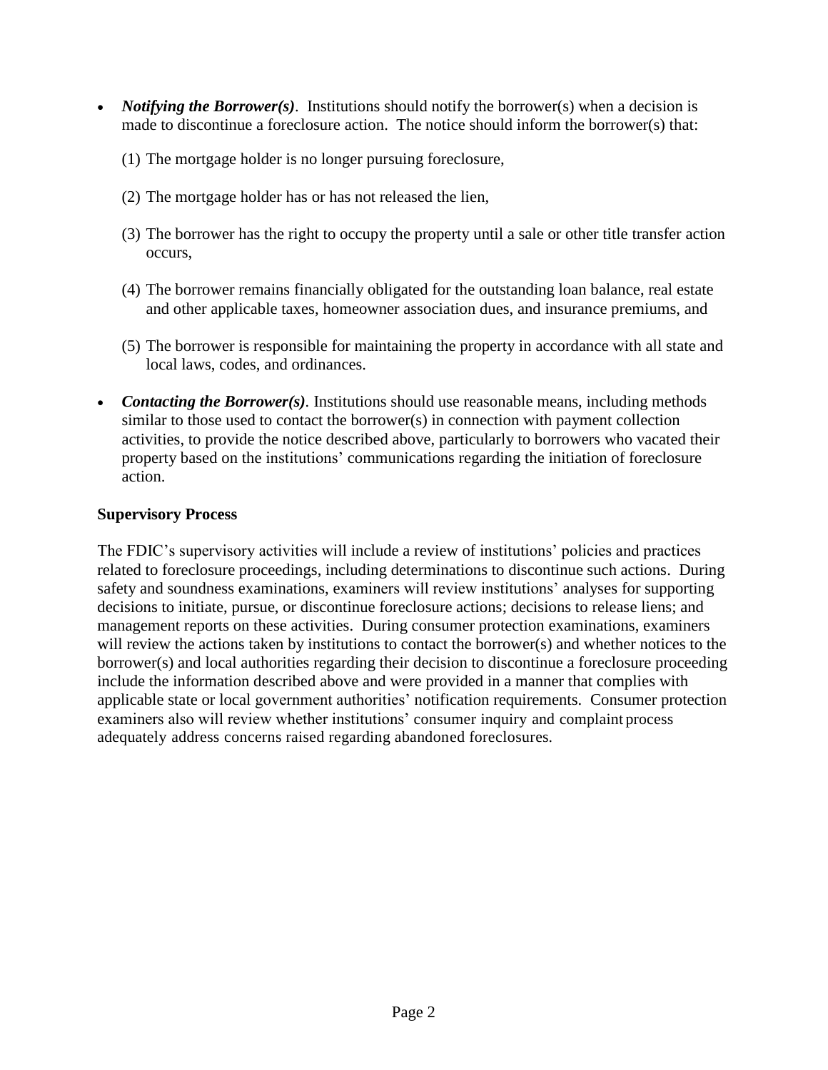- ***Notifying the Borrower(s)***. Institutions should notify the borrower(s) when a decision is made to discontinue a foreclosure action. The notice should inform the borrower(s) that:

  (1) The mortgage holder is no longer pursuing foreclosure,

  (2) The mortgage holder has or has not released the lien,

  (3) The borrower has the right to occupy the property until a sale or other title transfer action occurs,

  (4) The borrower remains financially obligated for the outstanding loan balance, real estate and other applicable taxes, homeowner association dues, and insurance premiums, and

  (5) The borrower is responsible for maintaining the property in accordance with all state and local laws, codes, and ordinances.

- ***Contacting the Borrower(s)***. Institutions should use reasonable means, including methods similar to those used to contact the borrower(s) in connection with payment collection activities, to provide the notice described above, particularly to borrowers who vacated their property based on the institutions' communications regarding the initiation of foreclosure action.

**Supervisory Process**

The FDIC's supervisory activities will include a review of institutions' policies and practices related to foreclosure proceedings, including determinations to discontinue such actions. During safety and soundness examinations, examiners will review institutions' analyses for supporting decisions to initiate, pursue, or discontinue foreclosure actions; decisions to release liens; and management reports on these activities. During consumer protection examinations, examiners will review the actions taken by institutions to contact the borrower(s) and whether notices to the borrower(s) and local authorities regarding their decision to discontinue a foreclosure proceeding include the information described above and were provided in a manner that complies with applicable state or local government authorities' notification requirements. Consumer protection examiners also will review whether institutions' consumer inquiry and complaint process adequately address concerns raised regarding abandoned foreclosures.